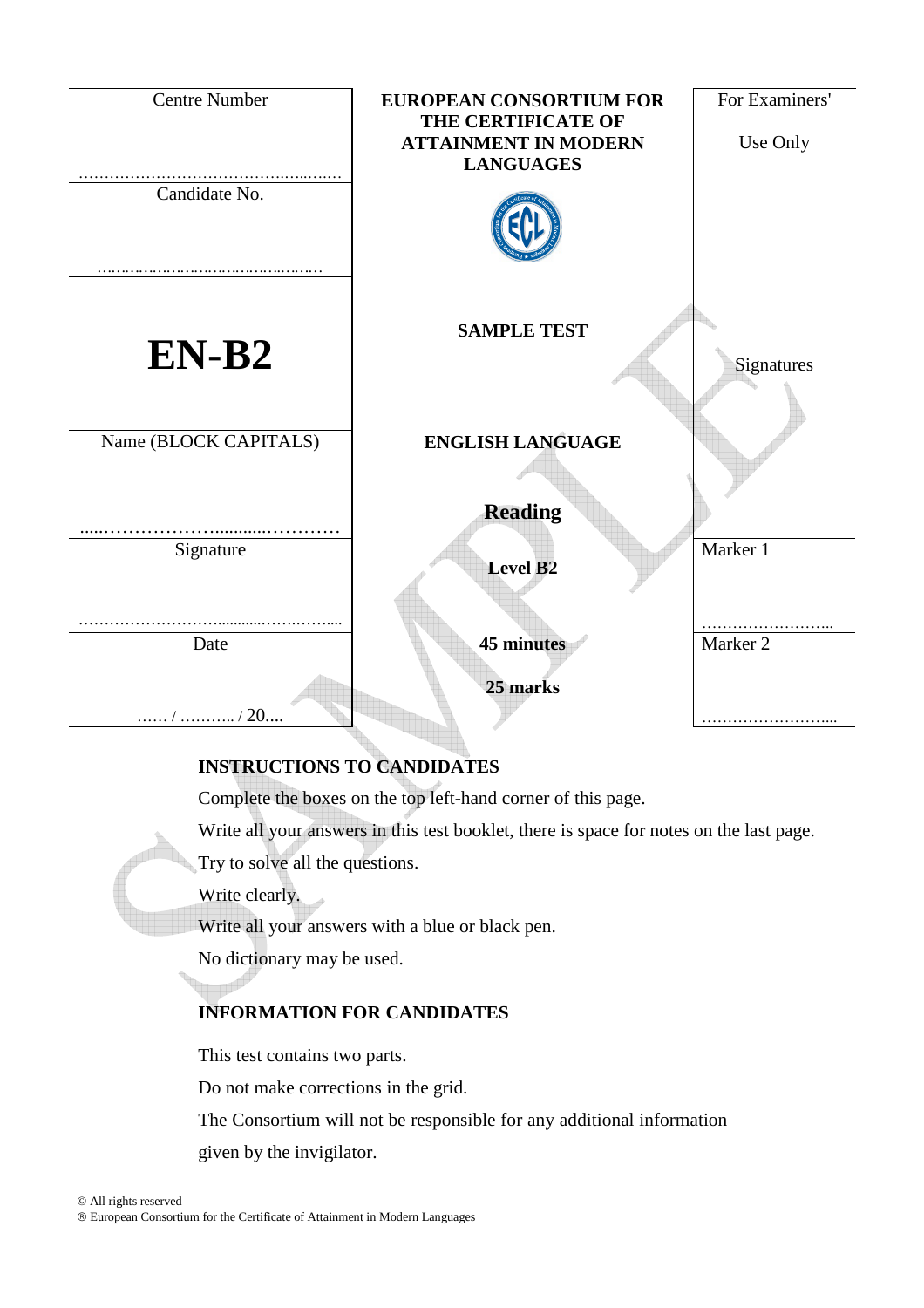| Centre Number | EUROPEAN CONSORTIUM FOR THE CERTIFICATE OF ATTAINMENT IN MODERN LANGUAGES | For Examiners' Use Only |
|---|---|---|
| …………………………………….….….…. | | |
| Candidate No. | | |
| ………………………………………. | | |
| **EN-B2** | **SAMPLE TEST** | Signatures |
| Name (BLOCK CAPITALS) | **ENGLISH LANGUAGE** | |
| …..……………….........………… | **Reading** | |
| Signature | **Level B2** | Marker 1 |
| ……………………..........…….…..... | | …………………….. |
| Date | **45 minutes** | Marker 2 |
| …… / ……….. / 20.... | **25 marks** | ……………………... |

## INSTRUCTIONS TO CANDIDATES

Complete the boxes on the top left-hand corner of this page.

Write all your answers in this test booklet, there is space for notes on the last page.

Try to solve all the questions.

Write clearly.

Write all your answers with a blue or black pen.

No dictionary may be used.

## INFORMATION FOR CANDIDATES

This test contains two parts.

Do not make corrections in the grid.

The Consortium will not be responsible for any additional information given by the invigilator.

© All rights reserved
® European Consortium for the Certificate of Attainment in Modern Languages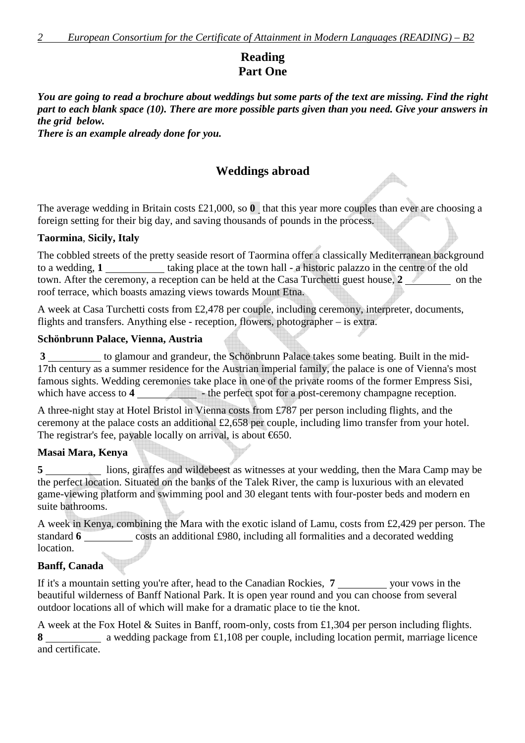# Reading
## Part One

***You are going to read a brochure about weddings but some parts of the text are missing. Find the right part to each blank space (10). There are more possible parts given than you need. Give your answers in the grid below.***
***There is an example already done for you.***

## Weddings abroad

The average wedding in Britain costs £21,000, so **0** that this year more couples than ever are choosing a foreign setting for their big day, and saving thousands of pounds in the process.

**Taormina**, **Sicily, Italy**

The cobbled streets of the pretty seaside resort of Taormina offer a classically Mediterranean background to a wedding, **1** __________ taking place at the town hall - a historic palazzo in the centre of the old town. After the ceremony, a reception can be held at the Casa Turchetti guest house, **2** __________ on the roof terrace, which boasts amazing views towards Mount Etna.

A week at Casa Turchetti costs from £2,478 per couple, including ceremony, interpreter, documents, flights and transfers. Anything else - reception, flowers, photographer – is extra.

**Schönbrunn Palace, Vienna, Austria**

**3** __________ to glamour and grandeur, the Schönbrunn Palace takes some beating. Built in the mid-17th century as a summer residence for the Austrian imperial family, the palace is one of Vienna's most famous sights. Wedding ceremonies take place in one of the private rooms of the former Empress Sisi, which have access to **4** __________ - the perfect spot for a post-ceremony champagne reception.

A three-night stay at Hotel Bristol in Vienna costs from £787 per person including flights, and the ceremony at the palace costs an additional £2,658 per couple, including limo transfer from your hotel. The registrar's fee, payable locally on arrival, is about €650.

**Masai Mara, Kenya**

**5** __________ lions, giraffes and wildebeest as witnesses at your wedding, then the Mara Camp may be the perfect location. Situated on the banks of the Talek River, the camp is luxurious with an elevated game-viewing platform and swimming pool and 30 elegant tents with four-poster beds and modern en suite bathrooms.

A week in Kenya, combining the Mara with the exotic island of Lamu, costs from £2,429 per person. The standard **6** __________ costs an additional £980, including all formalities and a decorated wedding location.

**Banff, Canada**

If it's a mountain setting you're after, head to the Canadian Rockies, **7** __________ your vows in the beautiful wilderness of Banff National Park. It is open year round and you can choose from several outdoor locations all of which will make for a dramatic place to tie the knot.

A week at the Fox Hotel & Suites in Banff, room-only, costs from £1,304 per person including flights. **8** __________ a wedding package from £1,108 per couple, including location permit, marriage licence and certificate.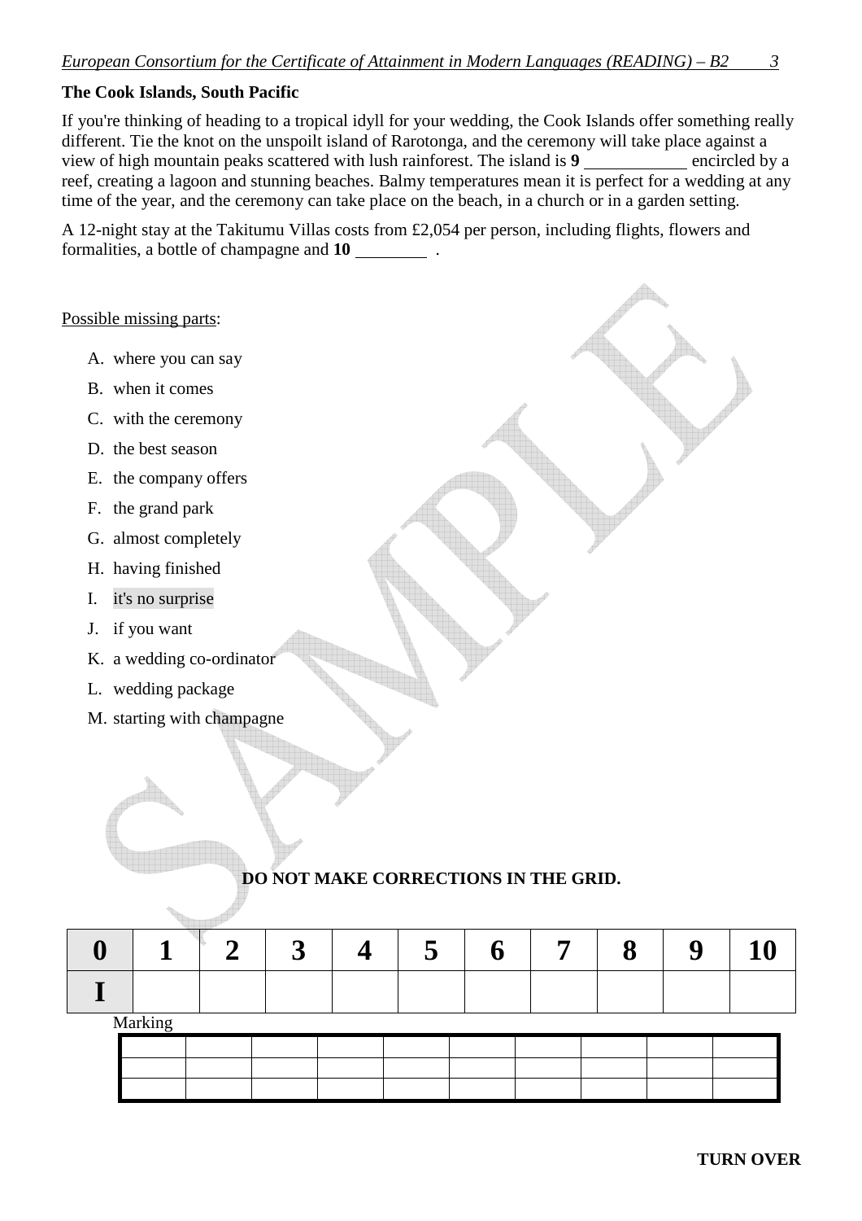**The Cook Islands, South Pacific**

If you're thinking of heading to a tropical idyll for your wedding, the Cook Islands offer something really different. Tie the knot on the unspoilt island of Rarotonga, and the ceremony will take place against a view of high mountain peaks scattered with lush rainforest. The island is **9** ___________ encircled by a reef, creating a lagoon and stunning beaches. Balmy temperatures mean it is perfect for a wedding at any time of the year, and the ceremony can take place on the beach, in a church or in a garden setting.

A 12-night stay at the Takitumu Villas costs from £2,054 per person, including flights, flowers and formalities, a bottle of champagne and **10** ________ .

Possible missing parts:

A. where you can say
B. when it comes
C. with the ceremony
D. the best season
E. the company offers
F. the grand park
G. almost completely
H. having finished
I. it's no surprise
J. if you want
K. a wedding co-ordinator
L. wedding package
M. starting with champagne

**DO NOT MAKE CORRECTIONS IN THE GRID.**

| 0 | 1 | 2 | 3 | 4 | 5 | 6 | 7 | 8 | 9 | 10 |
|---|---|---|---|---|---|---|---|---|---|---|
| I | | | | | | | | | | |

Marking

| | | | | | | | | | |
|---|---|---|---|---|---|---|---|---|---|
| | | | | | | | | | |
| | | | | | | | | | |
| | | | | | | | | | |

**TURN OVER**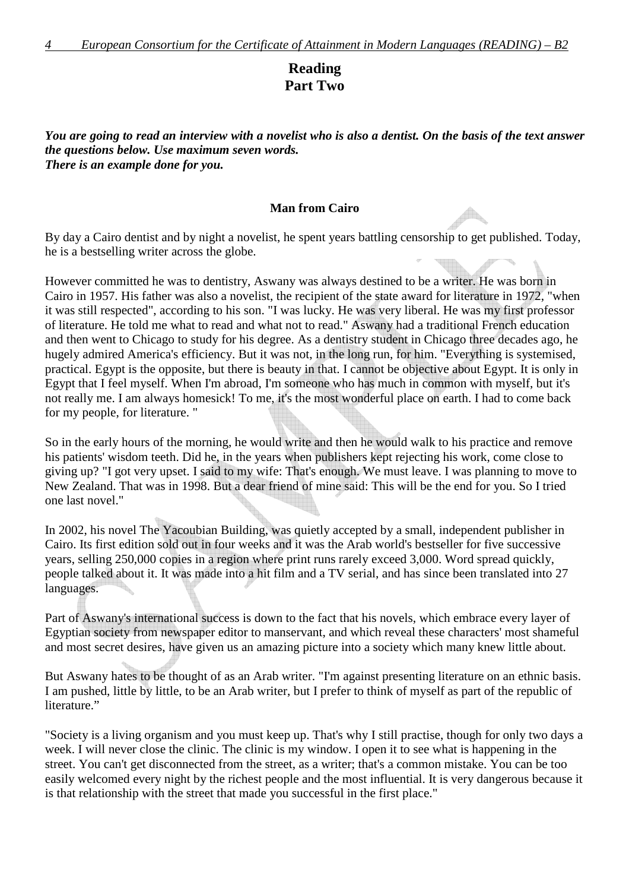## Reading
## Part Two

***You are going to read an interview with a novelist who is also a dentist. On the basis of the text answer the questions below. Use maximum seven words.***
***There is an example done for you.***

**Man from Cairo**

By day a Cairo dentist and by night a novelist, he spent years battling censorship to get published. Today, he is a bestselling writer across the globe.

However committed he was to dentistry, Aswany was always destined to be a writer. He was born in Cairo in 1957. His father was also a novelist, the recipient of the state award for literature in 1972, "when it was still respected", according to his son. "I was lucky. He was very liberal. He was my first professor of literature. He told me what to read and what not to read." Aswany had a traditional French education and then went to Chicago to study for his degree. As a dentistry student in Chicago three decades ago, he hugely admired America's efficiency. But it was not, in the long run, for him. "Everything is systemised, practical. Egypt is the opposite, but there is beauty in that. I cannot be objective about Egypt. It is only in Egypt that I feel myself. When I'm abroad, I'm someone who has much in common with myself, but it's not really me. I am always homesick! To me, it's the most wonderful place on earth. I had to come back for my people, for literature. "

So in the early hours of the morning, he would write and then he would walk to his practice and remove his patients' wisdom teeth. Did he, in the years when publishers kept rejecting his work, come close to giving up? "I got very upset. I said to my wife: That's enough. We must leave. I was planning to move to New Zealand. That was in 1998. But a dear friend of mine said: This will be the end for you. So I tried one last novel."

In 2002, his novel The Yacoubian Building, was quietly accepted by a small, independent publisher in Cairo. Its first edition sold out in four weeks and it was the Arab world's bestseller for five successive years, selling 250,000 copies in a region where print runs rarely exceed 3,000. Word spread quickly, people talked about it. It was made into a hit film and a TV serial, and has since been translated into 27 languages.

Part of Aswany's international success is down to the fact that his novels, which embrace every layer of Egyptian society from newspaper editor to manservant, and which reveal these characters' most shameful and most secret desires, have given us an amazing picture into a society which many knew little about.

But Aswany hates to be thought of as an Arab writer. "I'm against presenting literature on an ethnic basis. I am pushed, little by little, to be an Arab writer, but I prefer to think of myself as part of the republic of literature."

"Society is a living organism and you must keep up. That's why I still practise, though for only two days a week. I will never close the clinic. The clinic is my window. I open it to see what is happening in the street. You can't get disconnected from the street, as a writer; that's a common mistake. You can be too easily welcomed every night by the richest people and the most influential. It is very dangerous because it is that relationship with the street that made you successful in the first place."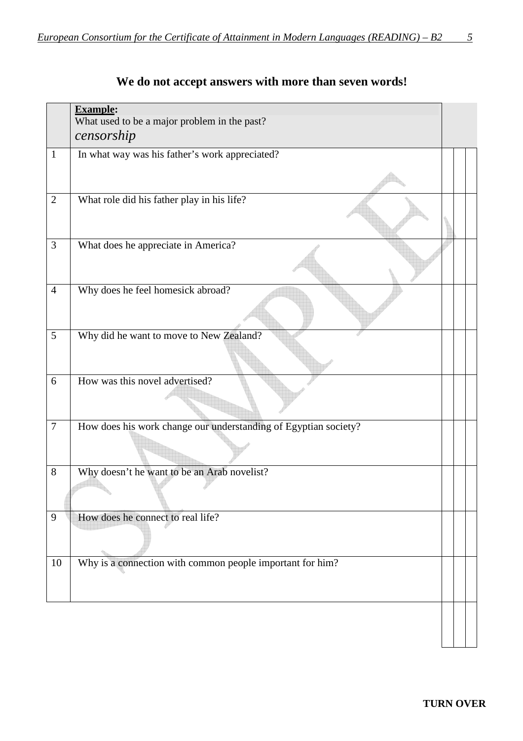**We do not accept answers with more than seven words!**

| | | | | |
|---|---|---|---|---|
| | **Example:** What used to be a major problem in the past? *censorship* | | | |
| 1 | In what way was his father's work appreciated? | | | |
| 2 | What role did his father play in his life? | | | |
| 3 | What does he appreciate in America? | | | |
| 4 | Why does he feel homesick abroad? | | | |
| 5 | Why did he want to move to New Zealand? | | | |
| 6 | How was this novel advertised? | | | |
| 7 | How does his work change our understanding of Egyptian society? | | | |
| 8 | Why doesn't he want to be an Arab novelist? | | | |
| 9 | How does he connect to real life? | | | |
| 10 | Why is a connection with common people important for him? | | | |
| | | | | |

**TURN OVER**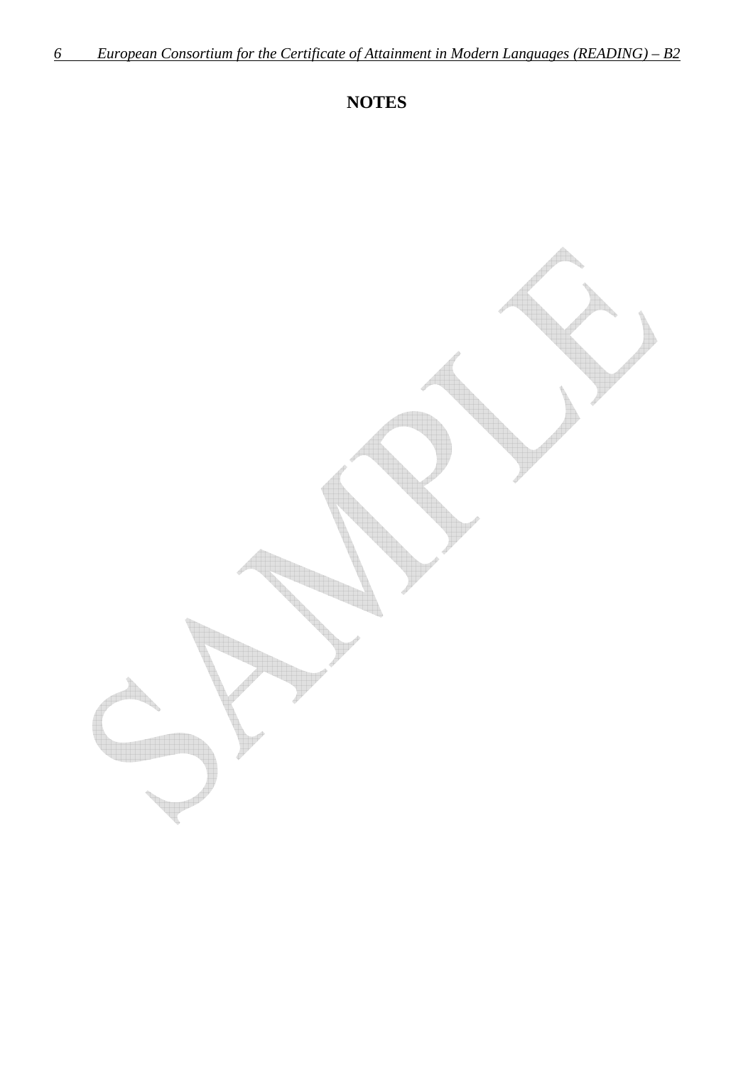# NOTES